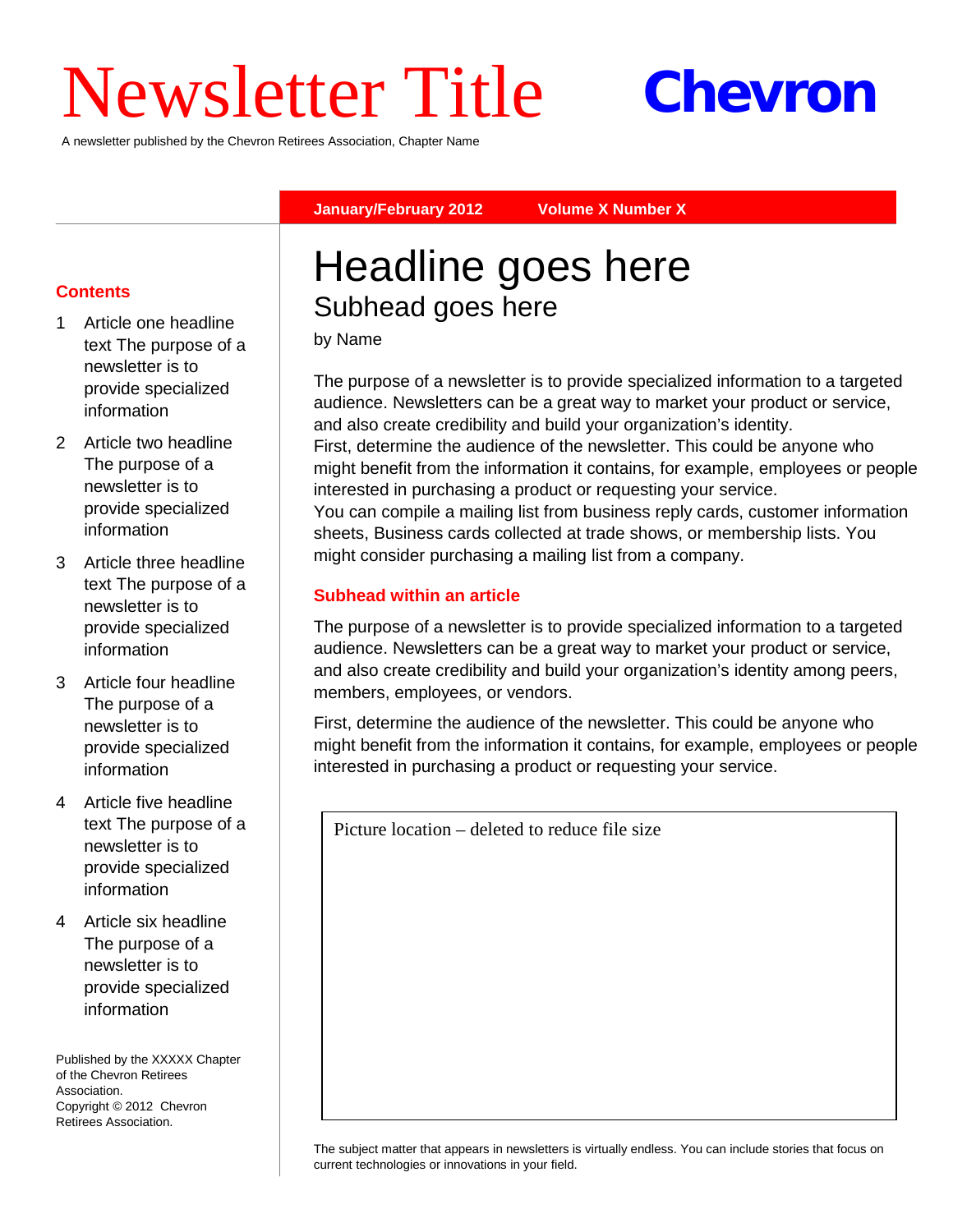# Newsletter Title

**Chevron**

A newsletter published by the Chevron Retirees Association, Chapter Name

**January/February 2012** **Volume X Number X**

**Contents**

1 Article one headline text The purpose of a newsletter is to provide specialized information

2 Article two headline The purpose of a newsletter is to provide specialized information

3 Article three headline text The purpose of a newsletter is to provide specialized information

3 Article four headline The purpose of a newsletter is to provide specialized information

4 Article five headline text The purpose of a newsletter is to provide specialized information

4 Article six headline The purpose of a newsletter is to provide specialized information

Published by the XXXXX Chapter of the Chevron Retirees Association.
Copyright © 2012 Chevron Retirees Association.

## Headline goes here

### Subhead goes here

by Name

The purpose of a newsletter is to provide specialized information to a targeted audience. Newsletters can be a great way to market your product or service, and also create credibility and build your organization's identity.
First, determine the audience of the newsletter. This could be anyone who might benefit from the information it contains, for example, employees or people interested in purchasing a product or requesting your service.
You can compile a mailing list from business reply cards, customer information sheets, Business cards collected at trade shows, or membership lists. You might consider purchasing a mailing list from a company.

#### Subhead within an article

The purpose of a newsletter is to provide specialized information to a targeted audience. Newsletters can be a great way to market your product or service, and also create credibility and build your organization's identity among peers, members, employees, or vendors.

First, determine the audience of the newsletter. This could be anyone who might benefit from the information it contains, for example, employees or people interested in purchasing a product or requesting your service.

Picture location – deleted to reduce file size

The subject matter that appears in newsletters is virtually endless. You can include stories that focus on current technologies or innovations in your field.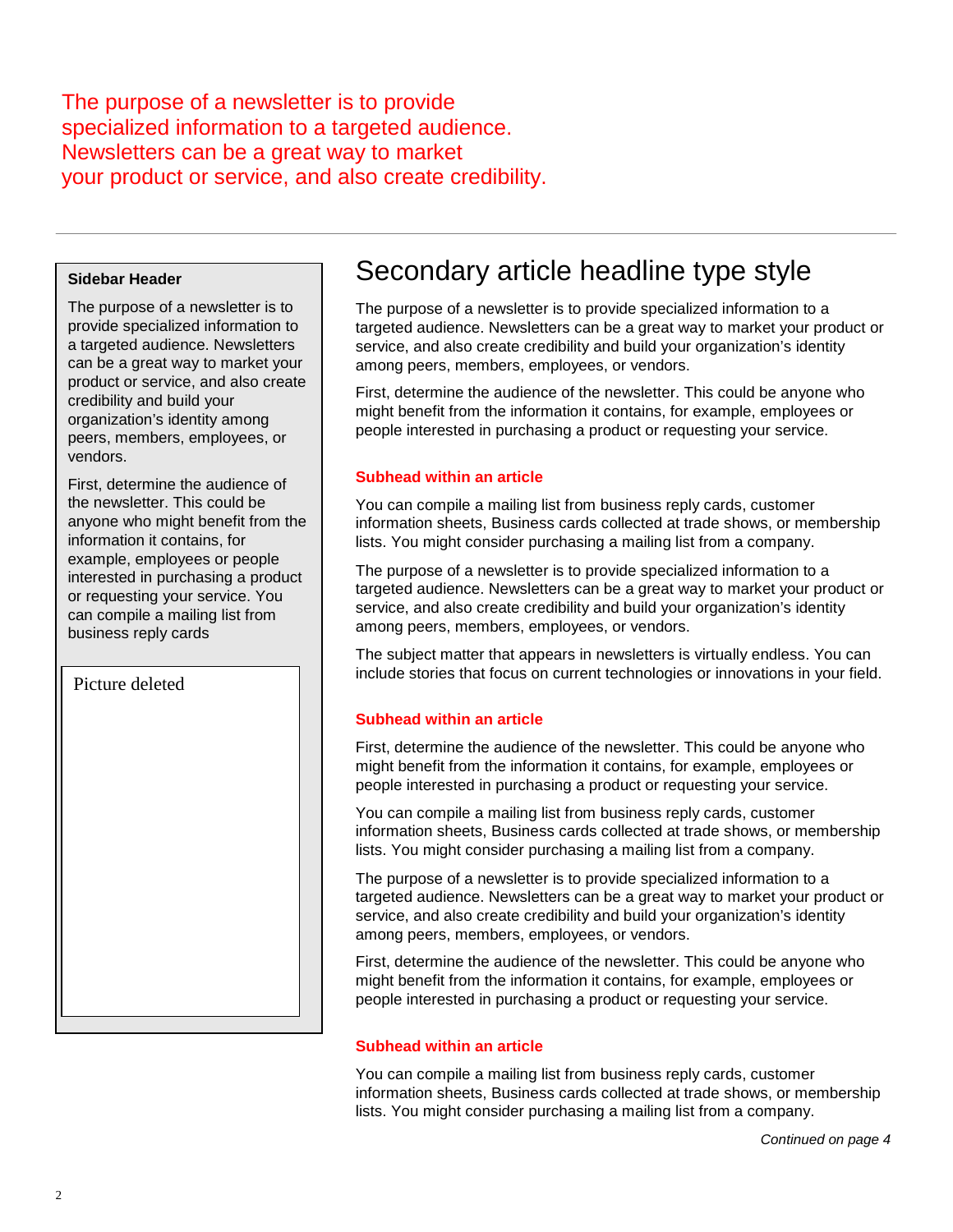The purpose of a newsletter is to provide specialized information to a targeted audience. Newsletters can be a great way to market your product or service, and also create credibility.

**Sidebar Header**

The purpose of a newsletter is to provide specialized information to a targeted audience. Newsletters can be a great way to market your product or service, and also create credibility and build your organization's identity among peers, members, employees, or vendors.

First, determine the audience of the newsletter. This could be anyone who might benefit from the information it contains, for example, employees or people interested in purchasing a product or requesting your service. You can compile a mailing list from business reply cards

Picture deleted

# Secondary article headline type style

The purpose of a newsletter is to provide specialized information to a targeted audience. Newsletters can be a great way to market your product or service, and also create credibility and build your organization's identity among peers, members, employees, or vendors.

First, determine the audience of the newsletter. This could be anyone who might benefit from the information it contains, for example, employees or people interested in purchasing a product or requesting your service.

### Subhead within an article

You can compile a mailing list from business reply cards, customer information sheets, Business cards collected at trade shows, or membership lists. You might consider purchasing a mailing list from a company.

The purpose of a newsletter is to provide specialized information to a targeted audience. Newsletters can be a great way to market your product or service, and also create credibility and build your organization's identity among peers, members, employees, or vendors.

The subject matter that appears in newsletters is virtually endless. You can include stories that focus on current technologies or innovations in your field.

### Subhead within an article

First, determine the audience of the newsletter. This could be anyone who might benefit from the information it contains, for example, employees or people interested in purchasing a product or requesting your service.

You can compile a mailing list from business reply cards, customer information sheets, Business cards collected at trade shows, or membership lists. You might consider purchasing a mailing list from a company.

The purpose of a newsletter is to provide specialized information to a targeted audience. Newsletters can be a great way to market your product or service, and also create credibility and build your organization's identity among peers, members, employees, or vendors.

First, determine the audience of the newsletter. This could be anyone who might benefit from the information it contains, for example, employees or people interested in purchasing a product or requesting your service.

### Subhead within an article

You can compile a mailing list from business reply cards, customer information sheets, Business cards collected at trade shows, or membership lists. You might consider purchasing a mailing list from a company.

*Continued on page 4*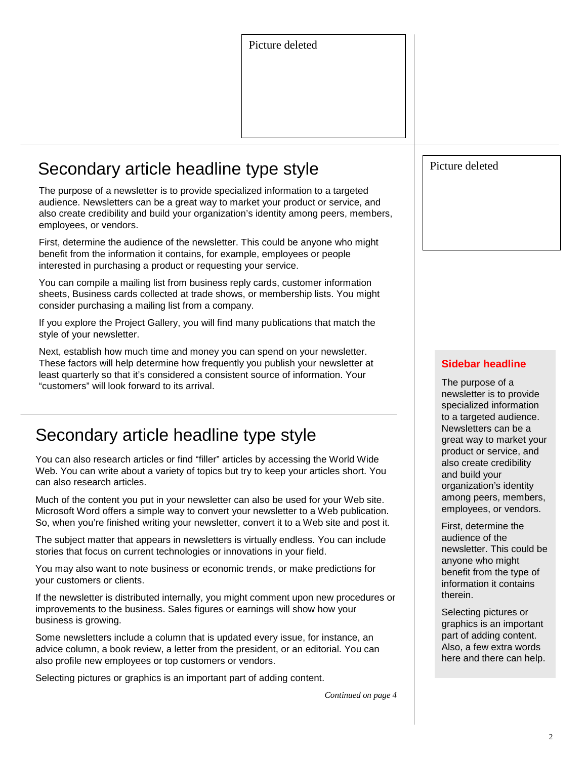Picture deleted

## Secondary article headline type style

The purpose of a newsletter is to provide specialized information to a targeted audience. Newsletters can be a great way to market your product or service, and also create credibility and build your organization's identity among peers, members, employees, or vendors.

First, determine the audience of the newsletter. This could be anyone who might benefit from the information it contains, for example, employees or people interested in purchasing a product or requesting your service.

You can compile a mailing list from business reply cards, customer information sheets, Business cards collected at trade shows, or membership lists. You might consider purchasing a mailing list from a company.

If you explore the Project Gallery, you will find many publications that match the style of your newsletter.

Next, establish how much time and money you can spend on your newsletter. These factors will help determine how frequently you publish your newsletter at least quarterly so that it's considered a consistent source of information. Your "customers" will look forward to its arrival.

## Secondary article headline type style

You can also research articles or find "filler" articles by accessing the World Wide Web. You can write about a variety of topics but try to keep your articles short. You can also research articles.

Much of the content you put in your newsletter can also be used for your Web site. Microsoft Word offers a simple way to convert your newsletter to a Web publication. So, when you're finished writing your newsletter, convert it to a Web site and post it.

The subject matter that appears in newsletters is virtually endless. You can include stories that focus on current technologies or innovations in your field.

You may also want to note business or economic trends, or make predictions for your customers or clients.

If the newsletter is distributed internally, you might comment upon new procedures or improvements to the business. Sales figures or earnings will show how your business is growing.

Some newsletters include a column that is updated every issue, for instance, an advice column, a book review, a letter from the president, or an editorial. You can also profile new employees or top customers or vendors.

Selecting pictures or graphics is an important part of adding content.

*Continued on page 4*

Picture deleted

### Sidebar headline

The purpose of a newsletter is to provide specialized information to a targeted audience. Newsletters can be a great way to market your product or service, and also create credibility and build your organization's identity among peers, members, employees, or vendors.

First, determine the audience of the newsletter. This could be anyone who might benefit from the type of information it contains therein.

Selecting pictures or graphics is an important part of adding content. Also, a few extra words here and there can help.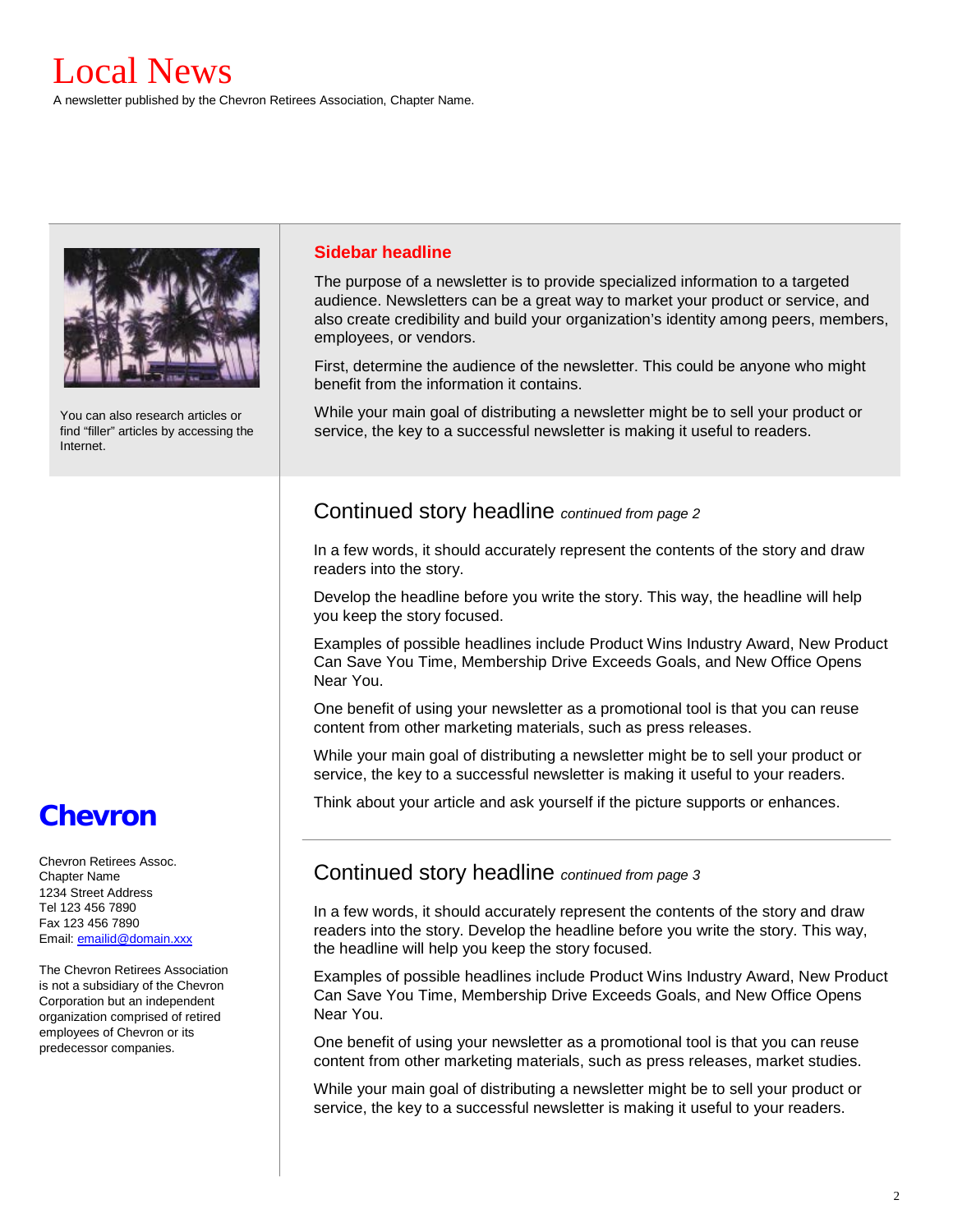# Local News

A newsletter published by the Chevron Retirees Association, Chapter Name.

You can also research articles or find “filler” articles by accessing the Internet.

## Sidebar headline

The purpose of a newsletter is to provide specialized information to a targeted audience. Newsletters can be a great way to market your product or service, and also create credibility and build your organization’s identity among peers, members, employees, or vendors.

First, determine the audience of the newsletter. This could be anyone who might benefit from the information it contains.

While your main goal of distributing a newsletter might be to sell your product or service, the key to a successful newsletter is making it useful to readers.

## Continued story headline *continued from page 2*

In a few words, it should accurately represent the contents of the story and draw readers into the story.

Develop the headline before you write the story. This way, the headline will help you keep the story focused.

Examples of possible headlines include Product Wins Industry Award, New Product Can Save You Time, Membership Drive Exceeds Goals, and New Office Opens Near You.

One benefit of using your newsletter as a promotional tool is that you can reuse content from other marketing materials, such as press releases.

While your main goal of distributing a newsletter might be to sell your product or service, the key to a successful newsletter is making it useful to your readers.

Think about your article and ask yourself if the picture supports or enhances.

## Continued story headline *continued from page 3*

In a few words, it should accurately represent the contents of the story and draw readers into the story. Develop the headline before you write the story. This way, the headline will help you keep the story focused.

Examples of possible headlines include Product Wins Industry Award, New Product Can Save You Time, Membership Drive Exceeds Goals, and New Office Opens Near You.

One benefit of using your newsletter as a promotional tool is that you can reuse content from other marketing materials, such as press releases, market studies.

While your main goal of distributing a newsletter might be to sell your product or service, the key to a successful newsletter is making it useful to your readers.

**Chevron**

Chevron Retirees Assoc.
Chapter Name
1234 Street Address
Tel 123 456 7890
Fax 123 456 7890
Email: emailid@domain.xxx

The Chevron Retirees Association is not a subsidiary of the Chevron Corporation but an independent organization comprised of retired employees of Chevron or its predecessor companies.